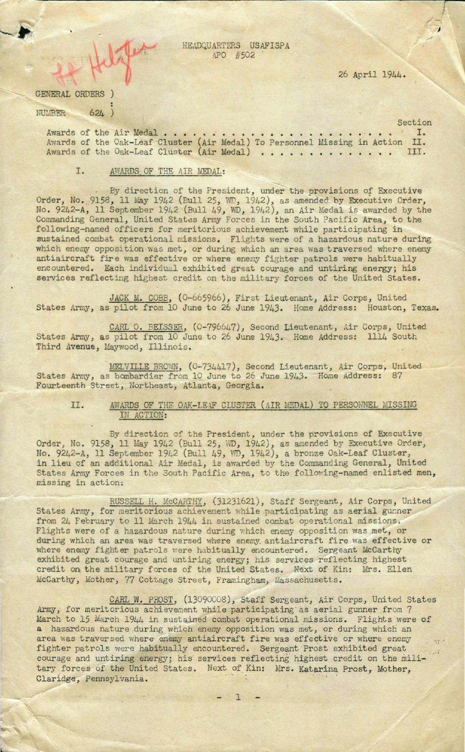HEADQUARTERS USAFISPA
APO #502

26 April 1944.

GENERAL ORDERS )
:
NUMBER 624 )

| | Section |
|---|---|
| Awards of the Air Medal . . . . . . . . . . . . . . . . . . . . . . . . | I. |
| Awards of the Oak-Leaf Cluster (Air Medal) To Personnel Missing in Action | II. |
| Awards of the Oak-Leaf Cluster (Air Medal) . . . . . . . . . . . . . . | III. |

## I. AWARDS OF THE AIR MEDAL:

By direction of the President, under the provisions of Executive Order, No. 9158, 11 May 1942 (Bull 25, WD, 1942), as amended by Executive Order, No. 9242-A, 11 September 1942 (Bull 49, WD, 1942), an Air Medal is awarded by the Commanding General, United States Army Forces in the South Pacific Area, to the following-named officers for meritorious achievement while participating in sustained combat operational missions. Flights were of a hazardous nature during which enemy opposition was met, or during which an area was traversed where enemy antiaircraft fire was effective or where enemy fighter patrols were habitually encountered. Each individual exhibited great courage and untiring energy; his services reflecting highest credit on the military forces of the United States.

JACK M. COBB, (O-665966), First Lieutenant, Air Corps, United States Army, as pilot from 10 June to 26 June 1943. Home Address: Houston, Texas.

CARL O. BEISSER, (O-796647), Second Lieutenant, Air Corps, United States Army, as pilot from 10 June to 26 June 1943. Home Address: 1114 South Third Avenue, Maywood, Illinois.

MELVILLE BROWN, (O-734417), Second Lieutenant, Air Corps, United States Army, as bombardier from 10 June to 26 June 1943. Home Address: 87 Fourteenth Street, Northeast, Atlanta, Georgia.

## II. AWARDS OF THE OAK-LEAF CLUSTER (AIR MEDAL) TO PERSONNEL MISSING IN ACTION:

By direction of the President, under the provisions of Executive Order, No. 9158, 11 May 1942 (Bull 25, WD, 1942), as amended by Executive Order, No. 9242-A, 11 September 1942 (Bull 49, WD, 1942), a bronze Oak-Leaf Cluster, in lieu of an additional Air Medal, is awarded by the Commanding General, United States Army Forces in the South Pacific Area, to the following-named enlisted men, missing in action:

RUSSELL H. McCARTHY, (31231621), Staff Sergeant, Air Corps, United States Army, for meritorious achievement while participating as aerial gunner from 24 February to 11 March 1944 in sustained combat operational missions. Flights were of a hazardous nature during which enemy opposition was met, or during which an area was traversed where enemy antiaircraft fire was effective or where enemy fighter patrols were habitually encountered. Sergeant McCarthy exhibited great courage and untiring energy; his services reflecting highest credit on the military forces of the United States. Next of Kin: Mrs. Ellen McCarthy, Mother, 77 Cottage Street, Framingham, Massachusetts.

CARL W. PROST, (13090008), Staff Sergeant, Air Corps, United States Army, for meritorious achievement while participating as aerial gunner from 7 March to 15 March 1944 in sustained combat operational missions. Flights were of a hazardous nature during which enemy opposition was met, or during which an area was traversed where enemy antiaircraft fire was effective or where enemy fighter patrols were habitually encountered. Sergeant Prost exhibited great courage and untiring energy; his services reflecting highest credit on the military forces of the United States. Next of Kin: Mrs. Katarina Prost, Mother, Claridge, Pennsylvania.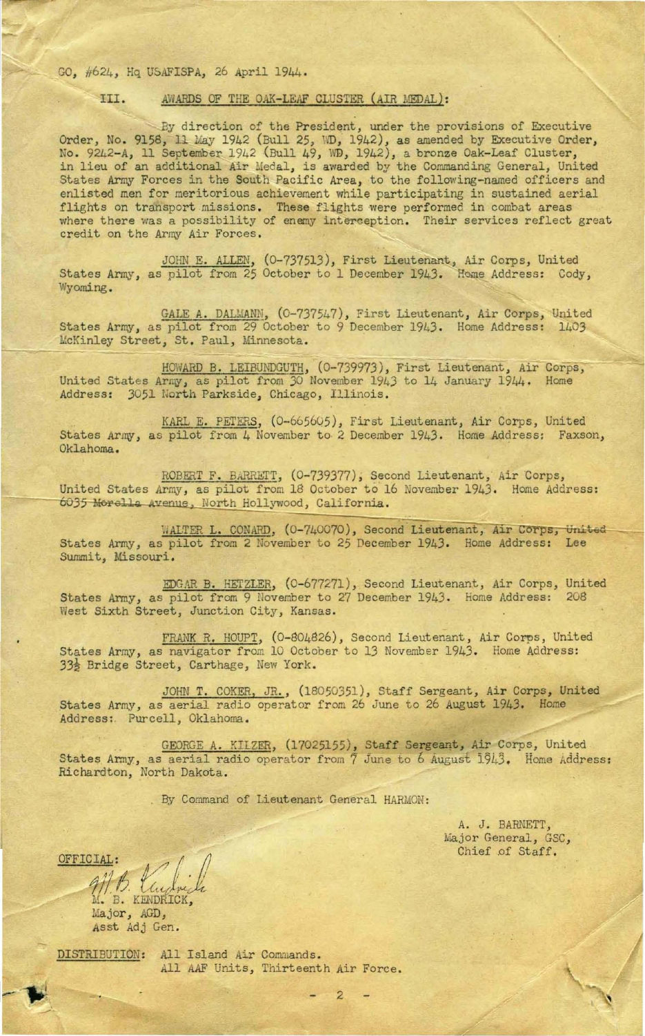GO, #624, Hq USAFISPA, 26 April 1944.

III. AWARDS OF THE OAK-LEAF CLUSTER (AIR MEDAL):

By direction of the President, under the provisions of Executive Order, No. 9158, 11 May 1942 (Bull 25, WD, 1942), as amended by Executive Order, No. 9242-A, 11 September 1942 (Bull 49, WD, 1942), a bronze Oak-Leaf Cluster, in lieu of an additional Air Medal, is awarded by the Commanding General, United States Army Forces in the South Pacific Area, to the following-named officers and enlisted men for meritorious achievement while participating in sustained aerial flights on transport missions. These flights were performed in combat areas where there was a possibility of enemy interception. Their services reflect great credit on the Army Air Forces.

JOHN E. ALLEN, (O-737513), First Lieutenant, Air Corps, United States Army, as pilot from 25 October to 1 December 1943. Home Address: Cody, Wyoming.

GALE A. DALMANN, (O-737547), First Lieutenant, Air Corps, United States Army, as pilot from 29 October to 9 December 1943. Home Address: 1403 McKinley Street, St. Paul, Minnesota.

HOWARD B. LEIBUNDGUTH, (O-739973), First Lieutenant, Air Corps, United States Army, as pilot from 30 November 1943 to 14 January 1944. Home Address: 3051 North Parkside, Chicago, Illinois.

KARL E. PETERS, (O-665605), First Lieutenant, Air Corps, United States Army, as pilot from 4 November to 2 December 1943. Home Address: Faxson, Oklahoma.

ROBERT F. BARRETT, (O-739377), Second Lieutenant, Air Corps, United States Army, as pilot from 18 October to 16 November 1943. Home Address: 6035 Morella Avenue, North Hollywood, California.

WALTER L. CONARD, (O-740070), Second Lieutenant, Air Corps, United States Army, as pilot from 2 November to 25 December 1943. Home Address: Lee Summit, Missouri.

EDGAR B. HETZLER, (O-677271), Second Lieutenant, Air Corps, United States Army, as pilot from 9 November to 27 December 1943. Home Address: 208 West Sixth Street, Junction City, Kansas.

FRANK R. HOUPT, (O-804826), Second Lieutenant, Air Corps, United States Army, as navigator from 10 October to 13 November 1943. Home Address: 33½ Bridge Street, Carthage, New York.

JOHN T. COKER, JR., (18050351), Staff Sergeant, Air Corps, United States Army, as aerial radio operator from 26 June to 26 August 1943. Home Address: Purcell, Oklahoma.

GEORGE A. KILZER, (17025155), Staff Sergeant, Air Corps, United States Army, as aerial radio operator from 7 June to 6 August 1943. Home Address: Richardton, North Dakota.

By Command of Lieutenant General HARMON:

A. J. BARNETT,
Major General, GSC,
Chief of Staff.

OFFICIAL:

M. B. Kendrick

M. B. KENDRICK,
Major, AGD,
Asst Adj Gen.

DISTRIBUTION: All Island Air Commands.
All AAF Units, Thirteenth Air Force.